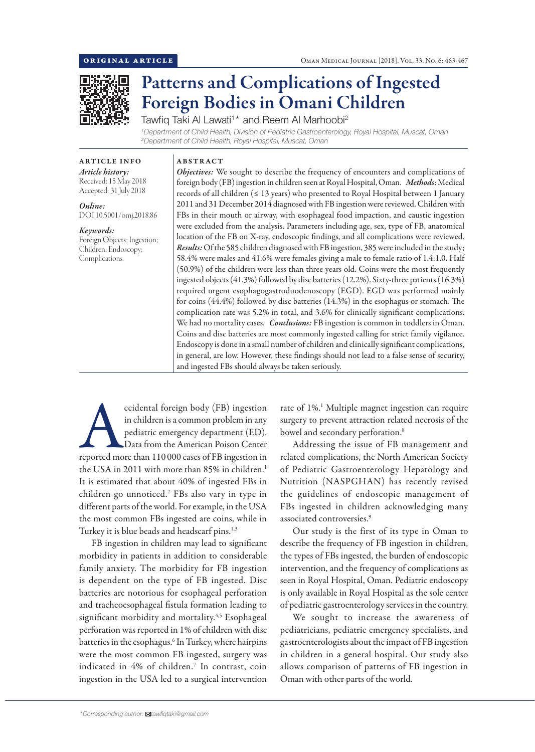ORIGINAL ARTICLE

# Patterns and Complications of Ingested Foreign Bodies in Omani Children

Tawfiq Taki Al Lawati[1]* and Reem Al Marhoobi[2]

[1]Department of Child Health, Division of Pediatric Gastroenterology, Royal Hospital, Muscat, Oman
[2]Department of Child Health, Royal Hospital, Muscat, Oman

## ARTICLE INFO

*Article history:*
Received: 15 May 2018
Accepted: 31 July 2018

*Online:*
DOI 10.5001/omj.2018.86

*Keywords:*
Foreign Objects; Ingestion; Children; Endoscopy; Complications.

## ABSTRACT

***Objectives:*** We sought to describe the frequency of encounters and complications of foreign body (FB) ingestion in children seen at Royal Hospital, Oman. ***Methods***: Medical records of all children (≤ 13 years) who presented to Royal Hospital between 1 January 2011 and 31 December 2014 diagnosed with FB ingestion were reviewed. Children with FBs in their mouth or airway, with esophageal food impaction, and caustic ingestion were excluded from the analysis. Parameters including age, sex, type of FB, anatomical location of the FB on X-ray, endoscopic findings, and all complications were reviewed. ***Results:*** Of the 585 children diagnosed with FB ingestion, 385 were included in the study; 58.4% were males and 41.6% were females giving a male to female ratio of 1.4:1.0. Half (50.9%) of the children were less than three years old. Coins were the most frequently ingested objects (41.3%) followed by disc batteries (12.2%). Sixty-three patients (16.3%) required urgent esophagogastroduodenoscopy (EGD). EGD was performed mainly for coins (44.4%) followed by disc batteries (14.3%) in the esophagus or stomach. The complication rate was 5.2% in total, and 3.6% for clinically significant complications. We had no mortality cases. ***Conclusions:*** FB ingestion is common in toddlers in Oman. Coins and disc batteries are most commonly ingested calling for strict family vigilance. Endoscopy is done in a small number of children and clinically significant complications, in general, are low. However, these findings should not lead to a false sense of security, and ingested FBs should always be taken seriously.

Accidental foreign body (FB) ingestion in children is a common problem in any pediatric emergency department (ED). Data from the American Poison Center reported more than 110 000 cases of FB ingestion in the USA in 2011 with more than 85% in children.[1] It is estimated that about 40% of ingested FBs in children go unnoticed.[2] FBs also vary in type in different parts of the world. For example, in the USA the most common FBs ingested are coins, while in Turkey it is blue beads and headscarf pins.[1,3]

FB ingestion in children may lead to significant morbidity in patients in addition to considerable family anxiety. The morbidity for FB ingestion is dependent on the type of FB ingested. Disc batteries are notorious for esophageal perforation and tracheoesophageal fistula formation leading to significant morbidity and mortality.[4,5] Esophageal perforation was reported in 1% of children with disc batteries in the esophagus.[6] In Turkey, where hairpins were the most common FB ingested, surgery was indicated in 4% of children.[7] In contrast, coin ingestion in the USA led to a surgical intervention rate of 1%.[1] Multiple magnet ingestion can require surgery to prevent attraction related necrosis of the bowel and secondary perforation.[8]

Addressing the issue of FB management and related complications, the North American Society of Pediatric Gastroenterology Hepatology and Nutrition (NASPGHAN) has recently revised the guidelines of endoscopic management of FBs ingested in children acknowledging many associated controversies.[9]

Our study is the first of its type in Oman to describe the frequency of FB ingestion in children, the types of FBs ingested, the burden of endoscopic intervention, and the frequency of complications as seen in Royal Hospital, Oman. Pediatric endoscopy is only available in Royal Hospital as the sole center of pediatric gastroenterology services in the country.

We sought to increase the awareness of pediatricians, pediatric emergency specialists, and gastroenterologists about the impact of FB ingestion in children in a general hospital. Our study also allows comparison of patterns of FB ingestion in Oman with other parts of the world.

*Corresponding author: tawfiqtaki@gmail.com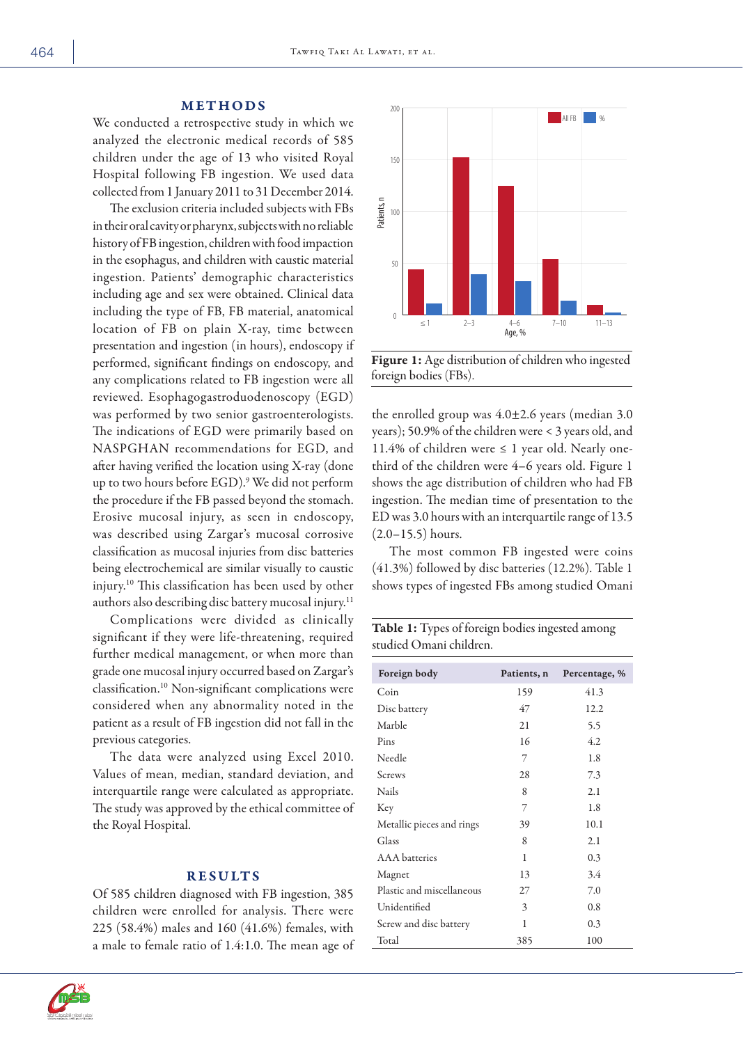## METHODS

We conducted a retrospective study in which we analyzed the electronic medical records of 585 children under the age of 13 who visited Royal Hospital following FB ingestion. We used data collected from 1 January 2011 to 31 December 2014.

The exclusion criteria included subjects with FBs in their oral cavity or pharynx, subjects with no reliable history of FB ingestion, children with food impaction in the esophagus, and children with caustic material ingestion. Patients' demographic characteristics including age and sex were obtained. Clinical data including the type of FB, FB material, anatomical location of FB on plain X-ray, time between presentation and ingestion (in hours), endoscopy if performed, significant findings on endoscopy, and any complications related to FB ingestion were all reviewed. Esophagogastroduodenoscopy (EGD) was performed by two senior gastroenterologists. The indications of EGD were primarily based on NASPGHAN recommendations for EGD, and after having verified the location using X-ray (done up to two hours before EGD).[9] We did not perform the procedure if the FB passed beyond the stomach. Erosive mucosal injury, as seen in endoscopy, was described using Zargar's mucosal corrosive classification as mucosal injuries from disc batteries being electrochemical are similar visually to caustic injury.[10] This classification has been used by other authors also describing disc battery mucosal injury.[11]

Complications were divided as clinically significant if they were life-threatening, required further medical management, or when more than grade one mucosal injury occurred based on Zargar's classification.[10] Non-significant complications were considered when any abnormality noted in the patient as a result of FB ingestion did not fall in the previous categories.

The data were analyzed using Excel 2010. Values of mean, median, standard deviation, and interquartile range were calculated as appropriate. The study was approved by the ethical committee of the Royal Hospital.

## RESULTS

Of 585 children diagnosed with FB ingestion, 385 children were enrolled for analysis. There were 225 (58.4%) males and 160 (41.6%) females, with a male to female ratio of 1.4:1.0. The mean age of the enrolled group was 4.0±2.6 years (median 3.0 years); 50.9% of the children were < 3 years old, and 11.4% of children were ≤ 1 year old. Nearly one-third of the children were 4–6 years old. Figure 1 shows the age distribution of children who had FB ingestion. The median time of presentation to the ED was 3.0 hours with an interquartile range of 13.5 (2.0–15.5) hours.

The most common FB ingested were coins (41.3%) followed by disc batteries (12.2%). Table 1 shows types of ingested FBs among studied Omani

**Figure 1:** Age distribution of children who ingested foreign bodies (FBs).

**Table 1:** Types of foreign bodies ingested among studied Omani children.

| Foreign body | Patients, n | Percentage, % |
|---|---|---|
| Coin | 159 | 41.3 |
| Disc battery | 47 | 12.2 |
| Marble | 21 | 5.5 |
| Pins | 16 | 4.2 |
| Needle | 7 | 1.8 |
| Screws | 28 | 7.3 |
| Nails | 8 | 2.1 |
| Key | 7 | 1.8 |
| Metallic pieces and rings | 39 | 10.1 |
| Glass | 8 | 2.1 |
| AAA batteries | 1 | 0.3 |
| Magnet | 13 | 3.4 |
| Plastic and miscellaneous | 27 | 7.0 |
| Unidentified | 3 | 0.8 |
| Screw and disc battery | 1 | 0.3 |
| Total | 385 | 100 |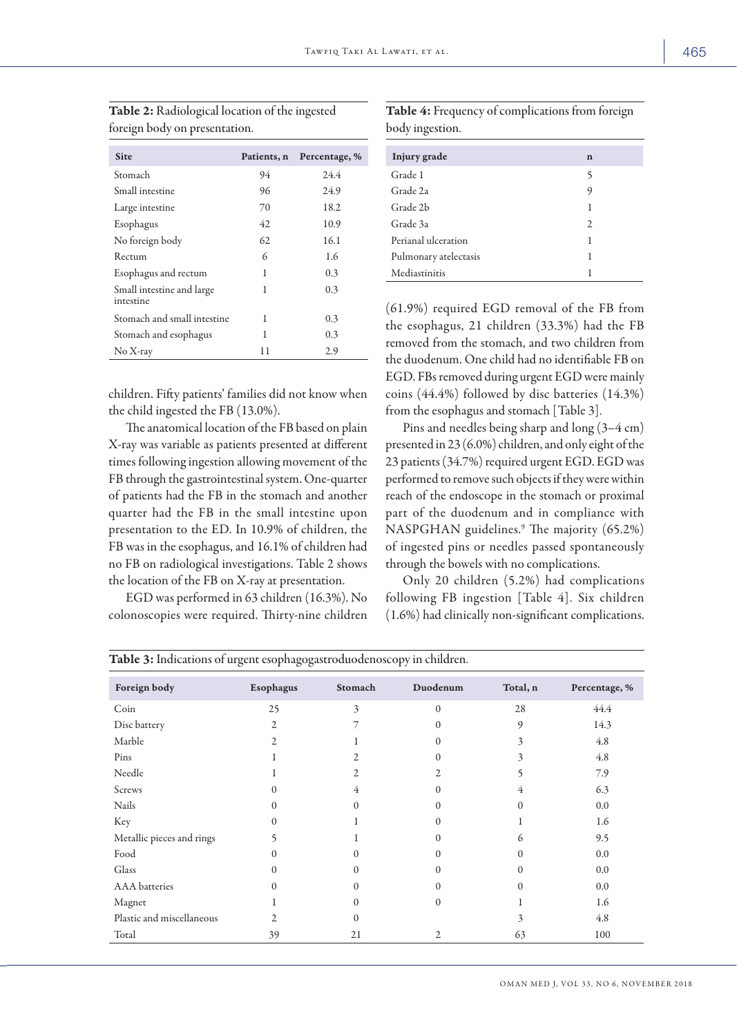**Table 2:** Radiological location of the ingested foreign body on presentation.

| Site | Patients, n | Percentage, % |
|---|---|---|
| Stomach | 94 | 24.4 |
| Small intestine | 96 | 24.9 |
| Large intestine | 70 | 18.2 |
| Esophagus | 42 | 10.9 |
| No foreign body | 62 | 16.1 |
| Rectum | 6 | 1.6 |
| Esophagus and rectum | 1 | 0.3 |
| Small intestine and large intestine | 1 | 0.3 |
| Stomach and small intestine | 1 | 0.3 |
| Stomach and esophagus | 1 | 0.3 |
| No X-ray | 11 | 2.9 |

children. Fifty patients' families did not know when the child ingested the FB (13.0%).

The anatomical location of the FB based on plain X-ray was variable as patients presented at different times following ingestion allowing movement of the FB through the gastrointestinal system. One-quarter of patients had the FB in the stomach and another quarter had the FB in the small intestine upon presentation to the ED. In 10.9% of children, the FB was in the esophagus, and 16.1% of children had no FB on radiological investigations. Table 2 shows the location of the FB on X-ray at presentation.

EGD was performed in 63 children (16.3%). No colonoscopies were required. Thirty-nine children (61.9%) required EGD removal of the FB from the esophagus, 21 children (33.3%) had the FB removed from the stomach, and two children from the duodenum. One child had no identifiable FB on EGD. FBs removed during urgent EGD were mainly coins (44.4%) followed by disc batteries (14.3%) from the esophagus and stomach [Table 3].

Pins and needles being sharp and long (3–4 cm) presented in 23 (6.0%) children, and only eight of the 23 patients (34.7%) required urgent EGD. EGD was performed to remove such objects if they were within reach of the endoscope in the stomach or proximal part of the duodenum and in compliance with NASPGHAN guidelines.[9] The majority (65.2%) of ingested pins or needles passed spontaneously through the bowels with no complications.

Only 20 children (5.2%) had complications following FB ingestion [Table 4]. Six children (1.6%) had clinically non-significant complications.

**Table 4:** Frequency of complications from foreign body ingestion.

| Injury grade | n |
|---|---|
| Grade 1 | 5 |
| Grade 2a | 9 |
| Grade 2b | 1 |
| Grade 3a | 2 |
| Perianal ulceration | 1 |
| Pulmonary atelectasis | 1 |
| Mediastinitis | 1 |

**Table 3:** Indications of urgent esophagogastroduodenoscopy in children.

| Foreign body | Esophagus | Stomach | Duodenum | Total, n | Percentage, % |
|---|---|---|---|---|---|
| Coin | 25 | 3 | 0 | 28 | 44.4 |
| Disc battery | 2 | 7 | 0 | 9 | 14.3 |
| Marble | 2 | 1 | 0 | 3 | 4.8 |
| Pins | 1 | 2 | 0 | 3 | 4.8 |
| Needle | 1 | 2 | 2 | 5 | 7.9 |
| Screws | 0 | 4 | 0 | 4 | 6.3 |
| Nails | 0 | 0 | 0 | 0 | 0.0 |
| Key | 0 | 1 | 0 | 1 | 1.6 |
| Metallic pieces and rings | 5 | 1 | 0 | 6 | 9.5 |
| Food | 0 | 0 | 0 | 0 | 0.0 |
| Glass | 0 | 0 | 0 | 0 | 0.0 |
| AAA batteries | 0 | 0 | 0 | 0 | 0.0 |
| Magnet | 1 | 0 | 0 | 1 | 1.6 |
| Plastic and miscellaneous | 2 | 0 | | 3 | 4.8 |
| Total | 39 | 21 | 2 | 63 | 100 |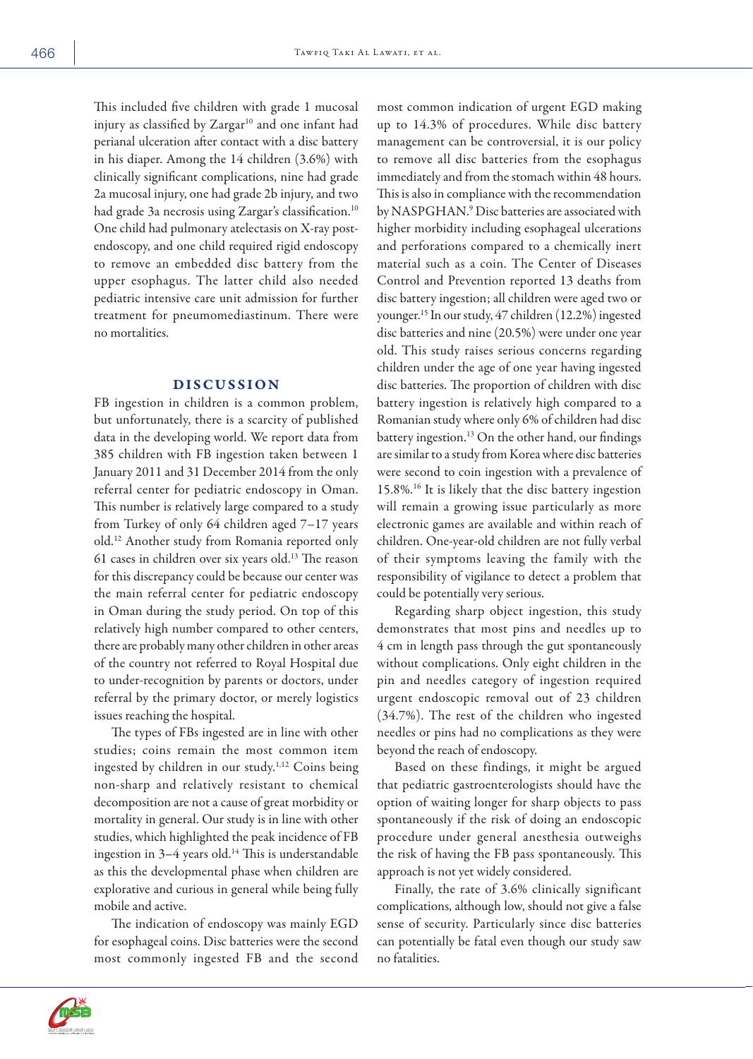This included five children with grade 1 mucosal injury as classified by Zargar[10] and one infant had perianal ulceration after contact with a disc battery in his diaper. Among the 14 children (3.6%) with clinically significant complications, nine had grade 2a mucosal injury, one had grade 2b injury, and two had grade 3a necrosis using Zargar's classification.[10] One child had pulmonary atelectasis on X-ray post-endoscopy, and one child required rigid endoscopy to remove an embedded disc battery from the upper esophagus. The latter child also needed pediatric intensive care unit admission for further treatment for pneumomediastinum. There were no mortalities.

## DISCUSSION

FB ingestion in children is a common problem, but unfortunately, there is a scarcity of published data in the developing world. We report data from 385 children with FB ingestion taken between 1 January 2011 and 31 December 2014 from the only referral center for pediatric endoscopy in Oman. This number is relatively large compared to a study from Turkey of only 64 children aged 7–17 years old.[12] Another study from Romania reported only 61 cases in children over six years old.[13] The reason for this discrepancy could be because our center was the main referral center for pediatric endoscopy in Oman during the study period. On top of this relatively high number compared to other centers, there are probably many other children in other areas of the country not referred to Royal Hospital due to under-recognition by parents or doctors, under referral by the primary doctor, or merely logistics issues reaching the hospital.

The types of FBs ingested are in line with other studies; coins remain the most common item ingested by children in our study.[1,12] Coins being non-sharp and relatively resistant to chemical decomposition are not a cause of great morbidity or mortality in general. Our study is in line with other studies, which highlighted the peak incidence of FB ingestion in 3–4 years old.[14] This is understandable as this the developmental phase when children are explorative and curious in general while being fully mobile and active.

The indication of endoscopy was mainly EGD for esophageal coins. Disc batteries were the second most commonly ingested FB and the second most common indication of urgent EGD making up to 14.3% of procedures. While disc battery management can be controversial, it is our policy to remove all disc batteries from the esophagus immediately and from the stomach within 48 hours. This is also in compliance with the recommendation by NASPGHAN.[9] Disc batteries are associated with higher morbidity including esophageal ulcerations and perforations compared to a chemically inert material such as a coin. The Center of Diseases Control and Prevention reported 13 deaths from disc battery ingestion; all children were aged two or younger.[15] In our study, 47 children (12.2%) ingested disc batteries and nine (20.5%) were under one year old. This study raises serious concerns regarding children under the age of one year having ingested disc batteries. The proportion of children with disc battery ingestion is relatively high compared to a Romanian study where only 6% of children had disc battery ingestion.[13] On the other hand, our findings are similar to a study from Korea where disc batteries were second to coin ingestion with a prevalence of 15.8%.[16] It is likely that the disc battery ingestion will remain a growing issue particularly as more electronic games are available and within reach of children. One-year-old children are not fully verbal of their symptoms leaving the family with the responsibility of vigilance to detect a problem that could be potentially very serious.

Regarding sharp object ingestion, this study demonstrates that most pins and needles up to 4 cm in length pass through the gut spontaneously without complications. Only eight children in the pin and needles category of ingestion required urgent endoscopic removal out of 23 children (34.7%). The rest of the children who ingested needles or pins had no complications as they were beyond the reach of endoscopy.

Based on these findings, it might be argued that pediatric gastroenterologists should have the option of waiting longer for sharp objects to pass spontaneously if the risk of doing an endoscopic procedure under general anesthesia outweighs the risk of having the FB pass spontaneously. This approach is not yet widely considered.

Finally, the rate of 3.6% clinically significant complications, although low, should not give a false sense of security. Particularly since disc batteries can potentially be fatal even though our study saw no fatalities.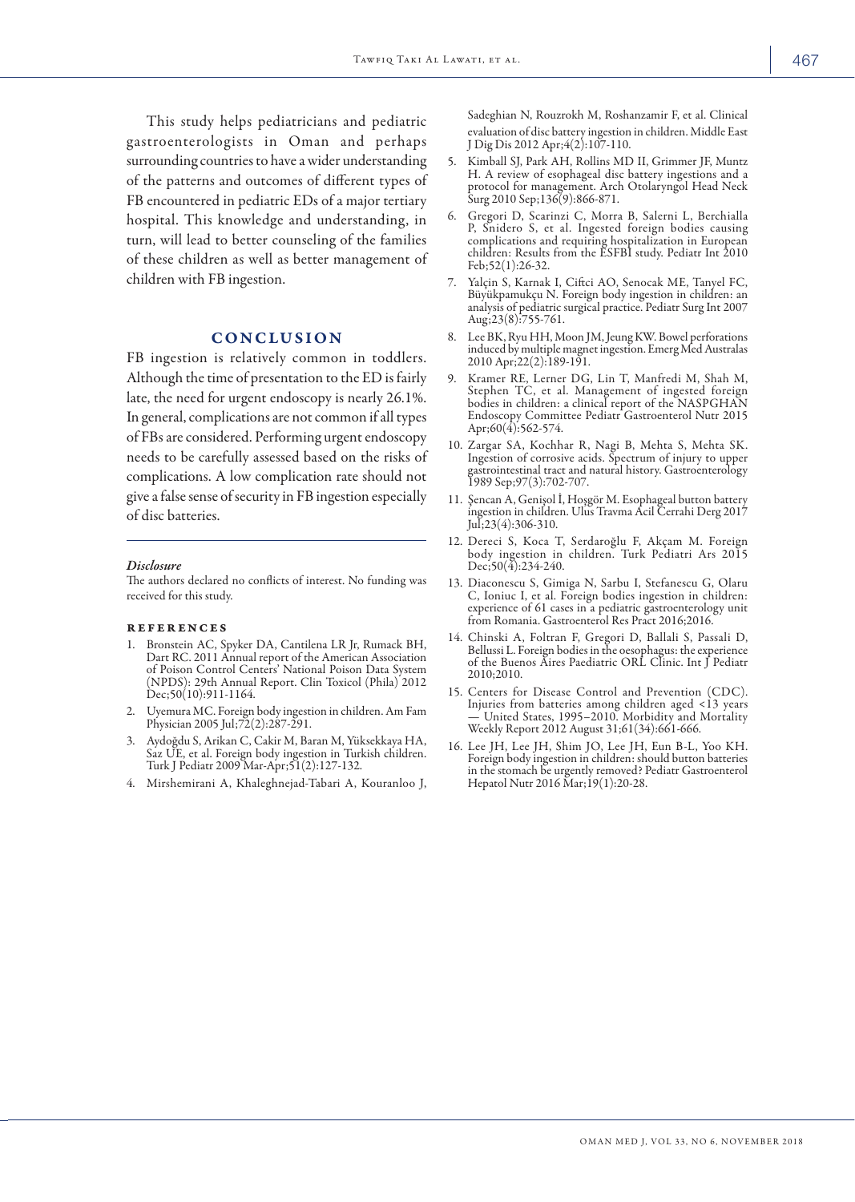This study helps pediatricians and pediatric gastroenterologists in Oman and perhaps surrounding countries to have a wider understanding of the patterns and outcomes of different types of FB encountered in pediatric EDs of a major tertiary hospital. This knowledge and understanding, in turn, will lead to better counseling of the families of these children as well as better management of children with FB ingestion.

## CONCLUSION

FB ingestion is relatively common in toddlers. Although the time of presentation to the ED is fairly late, the need for urgent endoscopy is nearly 26.1%. In general, complications are not common if all types of FBs are considered. Performing urgent endoscopy needs to be carefully assessed based on the risks of complications. A low complication rate should not give a false sense of security in FB ingestion especially of disc batteries.

### *Disclosure*

The authors declared no conflicts of interest. No funding was received for this study.

### REFERENCES

1. Bronstein AC, Spyker DA, Cantilena LR Jr, Rumack BH, Dart RC. 2011 Annual report of the American Association of Poison Control Centers' National Poison Data System (NPDS): 29th Annual Report. Clin Toxicol (Phila) 2012 Dec;50(10):911-1164.
2. Uyemura MC. Foreign body ingestion in children. Am Fam Physician 2005 Jul;72(2):287-291.
3. Aydoğdu S, Arikan C, Cakir M, Baran M, Yüksekkaya HA, Saz UE, et al. Foreign body ingestion in Turkish children. Turk J Pediatr 2009 Mar-Apr;51(2):127-132.
4. Mirshemirani A, Khaleghnejad-Tabari A, Kouranloo J, Sadeghian N, Rouzrokh M, Roshanzamir F, et al. Clinical evaluation of disc battery ingestion in children. Middle East J Dig Dis 2012 Apr;4(2):107-110.
5. Kimball SJ, Park AH, Rollins MD II, Grimmer JF, Muntz H. A review of esophageal disc battery ingestions and a protocol for management. Arch Otolaryngol Head Neck Surg 2010 Sep;136(9):866-871.
6. Gregori D, Scarinzi C, Morra B, Salerni L, Berchialla P, Snidero S, et al. Ingested foreign bodies causing complications and requiring hospitalization in European children: Results from the ESFBI study. Pediatr Int 2010 Feb;52(1):26-32.
7. Yalçin S, Karnak I, Ciftci AO, Senocak ME, Tanyel FC, Büyükpamukçu N. Foreign body ingestion in children: an analysis of pediatric surgical practice. Pediatr Surg Int 2007 Aug;23(8):755-761.
8. Lee BK, Ryu HH, Moon JM, Jeung KW. Bowel perforations induced by multiple magnet ingestion. Emerg Med Australas 2010 Apr;22(2):189-191.
9. Kramer RE, Lerner DG, Lin T, Manfredi M, Shah M, Stephen TC, et al. Management of ingested foreign bodies in children: a clinical report of the NASPGHAN Endoscopy Committee Pediatr Gastroenterol Nutr 2015 Apr;60(4):562-574.
10. Zargar SA, Kochhar R, Nagi B, Mehta S, Mehta SK. Ingestion of corrosive acids. Spectrum of injury to upper gastrointestinal tract and natural history. Gastroenterology 1989 Sep;97(3):702-707.
11. Şencan A, Genişol İ, Hoşgör M. Esophageal button battery ingestion in children. Ulus Travma Acil Cerrahi Derg 2017 Jul;23(4):306-310.
12. Dereci S, Koca T, Serdaroğlu F, Akçam M. Foreign body ingestion in children. Turk Pediatri Ars 2015 Dec;50(4):234-240.
13. Diaconescu S, Gimiga N, Sarbu I, Stefanescu G, Olaru C, Ioniuc I, et al. Foreign bodies ingestion in children: experience of 61 cases in a pediatric gastroenterology unit from Romania. Gastroenterol Res Pract 2016;2016.
14. Chinski A, Foltran F, Gregori D, Ballali S, Passali D, Bellussi L. Foreign bodies in the oesophagus: the experience of the Buenos Aires Paediatric ORL Clinic. Int J Pediatr 2010;2010.
15. Centers for Disease Control and Prevention (CDC). Injuries from batteries among children aged <13 years — United States, 1995–2010. Morbidity and Mortality Weekly Report 2012 August 31;61(34):661-666.
16. Lee JH, Lee JH, Shim JO, Lee JH, Eun B-L, Yoo KH. Foreign body ingestion in children: should button batteries in the stomach be urgently removed? Pediatr Gastroenterol Hepatol Nutr 2016 Mar;19(1):20-28.